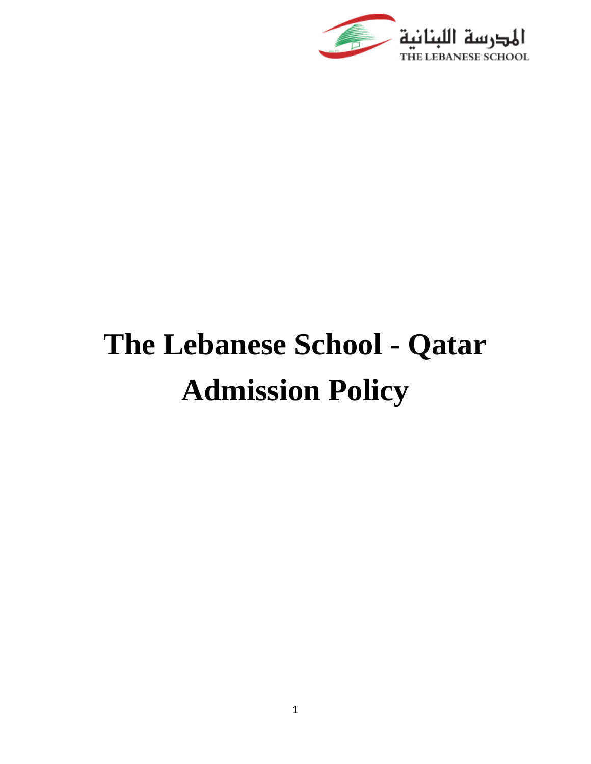المدرسة اللبنانية

THE LEBANESE SCHOOL

# The Lebanese School - Qatar

# Admission Policy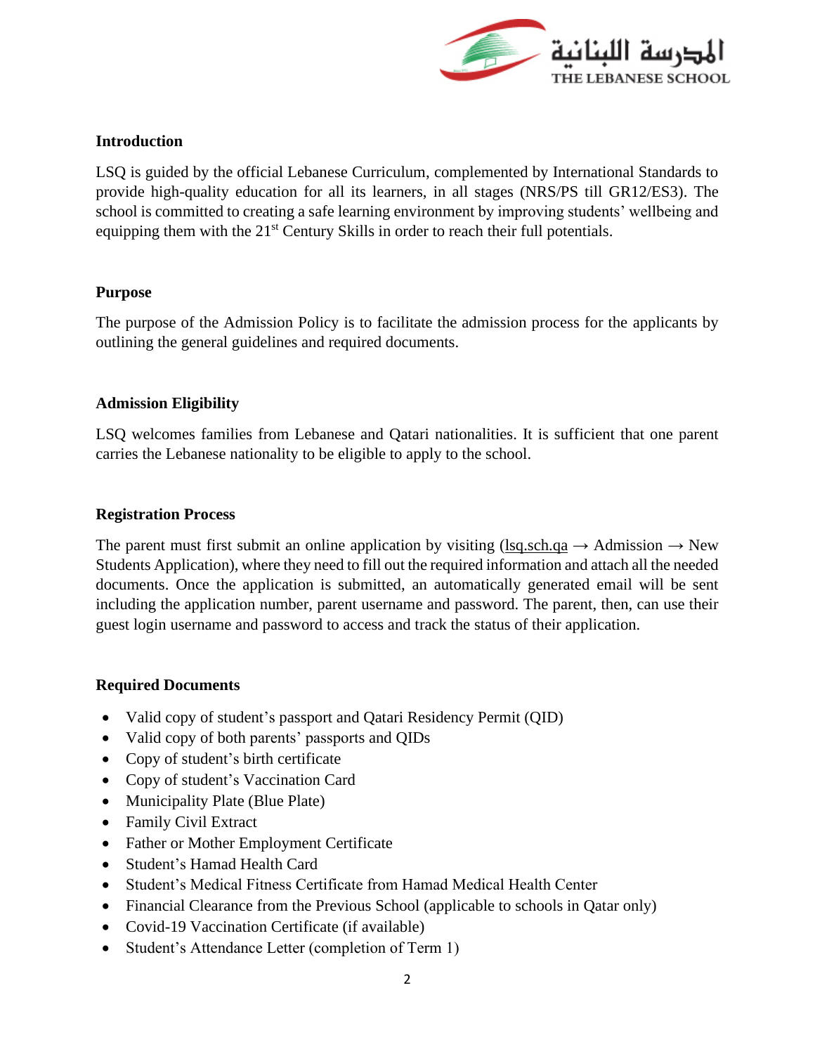### Introduction

LSQ is guided by the official Lebanese Curriculum, complemented by International Standards to provide high-quality education for all its learners, in all stages (NRS/PS till GR12/ES3). The school is committed to creating a safe learning environment by improving students' wellbeing and equipping them with the 21st Century Skills in order to reach their full potentials.

### Purpose

The purpose of the Admission Policy is to facilitate the admission process for the applicants by outlining the general guidelines and required documents.

### Admission Eligibility

LSQ welcomes families from Lebanese and Qatari nationalities. It is sufficient that one parent carries the Lebanese nationality to be eligible to apply to the school.

### Registration Process

The parent must first submit an online application by visiting (lsq.sch.qa → Admission → New Students Application), where they need to fill out the required information and attach all the needed documents. Once the application is submitted, an automatically generated email will be sent including the application number, parent username and password. The parent, then, can use their guest login username and password to access and track the status of their application.

### Required Documents

- Valid copy of student's passport and Qatari Residency Permit (QID)
- Valid copy of both parents' passports and QIDs
- Copy of student's birth certificate
- Copy of student's Vaccination Card
- Municipality Plate (Blue Plate)
- Family Civil Extract
- Father or Mother Employment Certificate
- Student's Hamad Health Card
- Student's Medical Fitness Certificate from Hamad Medical Health Center
- Financial Clearance from the Previous School (applicable to schools in Qatar only)
- Covid-19 Vaccination Certificate (if available)
- Student's Attendance Letter (completion of Term 1)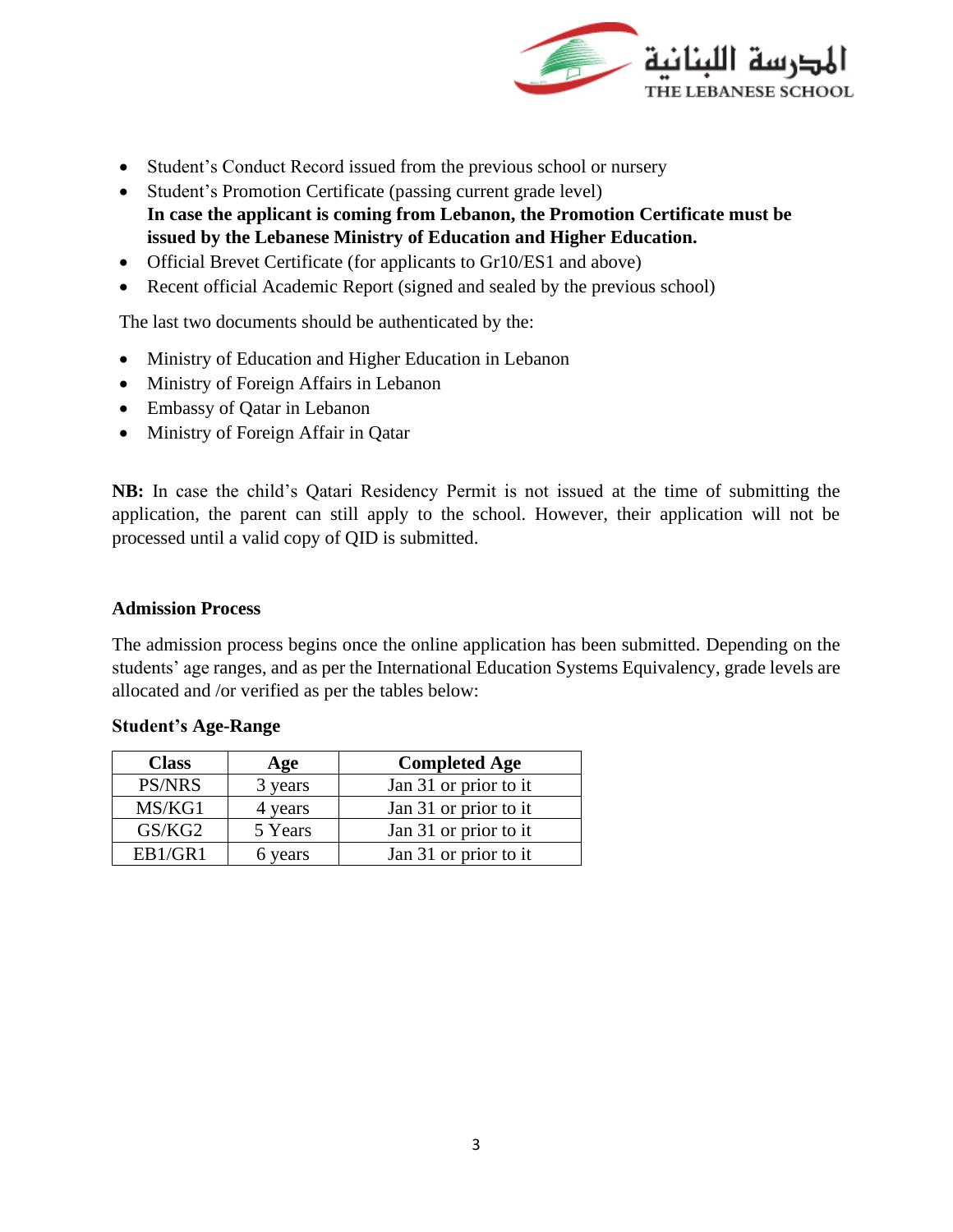- Student's Conduct Record issued from the previous school or nursery
- Student's Promotion Certificate (passing current grade level)
  **In case the applicant is coming from Lebanon, the Promotion Certificate must be issued by the Lebanese Ministry of Education and Higher Education.**
- Official Brevet Certificate (for applicants to Gr10/ES1 and above)
- Recent official Academic Report (signed and sealed by the previous school)

The last two documents should be authenticated by the:

- Ministry of Education and Higher Education in Lebanon
- Ministry of Foreign Affairs in Lebanon
- Embassy of Qatar in Lebanon
- Ministry of Foreign Affair in Qatar

**NB:** In case the child's Qatari Residency Permit is not issued at the time of submitting the application, the parent can still apply to the school. However, their application will not be processed until a valid copy of QID is submitted.

### Admission Process

The admission process begins once the online application has been submitted. Depending on the students' age ranges, and as per the International Education Systems Equivalency, grade levels are allocated and /or verified as per the tables below:

**Student's Age-Range**

| Class | Age | Completed Age |
|---|---|---|
| PS/NRS | 3 years | Jan 31 or prior to it |
| MS/KG1 | 4 years | Jan 31 or prior to it |
| GS/KG2 | 5 Years | Jan 31 or prior to it |
| EB1/GR1 | 6 years | Jan 31 or prior to it |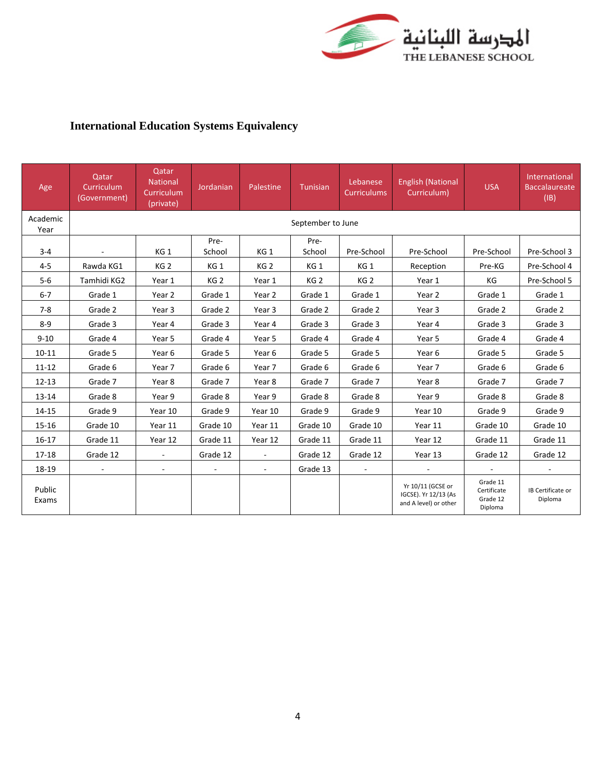## International Education Systems Equivalency

| Age | Qatar Curriculum (Government) | Qatar National Curriculum (private) | Jordanian | Palestine | Tunisian | Lebanese Curriculums | English (National Curriculum) | USA | International Baccalaureate (IB) |
|---|---|---|---|---|---|---|---|---|---|
| Academic Year | September to June | | | | | | | | |
| 3-4 | - | KG 1 | Pre-School | KG 1 | Pre-School | Pre-School | Pre-School | Pre-School | Pre-School 3 |
| 4-5 | Rawda KG1 | KG 2 | KG 1 | KG 2 | KG 1 | KG 1 | Reception | Pre-KG | Pre-School 4 |
| 5-6 | Tamhidi KG2 | Year 1 | KG 2 | Year 1 | KG 2 | KG 2 | Year 1 | KG | Pre-School 5 |
| 6-7 | Grade 1 | Year 2 | Grade 1 | Year 2 | Grade 1 | Grade 1 | Year 2 | Grade 1 | Grade 1 |
| 7-8 | Grade 2 | Year 3 | Grade 2 | Year 3 | Grade 2 | Grade 2 | Year 3 | Grade 2 | Grade 2 |
| 8-9 | Grade 3 | Year 4 | Grade 3 | Year 4 | Grade 3 | Grade 3 | Year 4 | Grade 3 | Grade 3 |
| 9-10 | Grade 4 | Year 5 | Grade 4 | Year 5 | Grade 4 | Grade 4 | Year 5 | Grade 4 | Grade 4 |
| 10-11 | Grade 5 | Year 6 | Grade 5 | Year 6 | Grade 5 | Grade 5 | Year 6 | Grade 5 | Grade 5 |
| 11-12 | Grade 6 | Year 7 | Grade 6 | Year 7 | Grade 6 | Grade 6 | Year 7 | Grade 6 | Grade 6 |
| 12-13 | Grade 7 | Year 8 | Grade 7 | Year 8 | Grade 7 | Grade 7 | Year 8 | Grade 7 | Grade 7 |
| 13-14 | Grade 8 | Year 9 | Grade 8 | Year 9 | Grade 8 | Grade 8 | Year 9 | Grade 8 | Grade 8 |
| 14-15 | Grade 9 | Year 10 | Grade 9 | Year 10 | Grade 9 | Grade 9 | Year 10 | Grade 9 | Grade 9 |
| 15-16 | Grade 10 | Year 11 | Grade 10 | Year 11 | Grade 10 | Grade 10 | Year 11 | Grade 10 | Grade 10 |
| 16-17 | Grade 11 | Year 12 | Grade 11 | Year 12 | Grade 11 | Grade 11 | Year 12 | Grade 11 | Grade 11 |
| 17-18 | Grade 12 | - | Grade 12 | - | Grade 12 | Grade 12 | Year 13 | Grade 12 | Grade 12 |
| 18-19 | - | - | - | - | Grade 13 | - | - | - | - |
| Public Exams | | | | | | | Yr 10/11 (GCSE or IGCSE). Yr 12/13 (As and A level) or other | Grade 11 Certificate Grade 12 Diploma | IB Certificate or Diploma |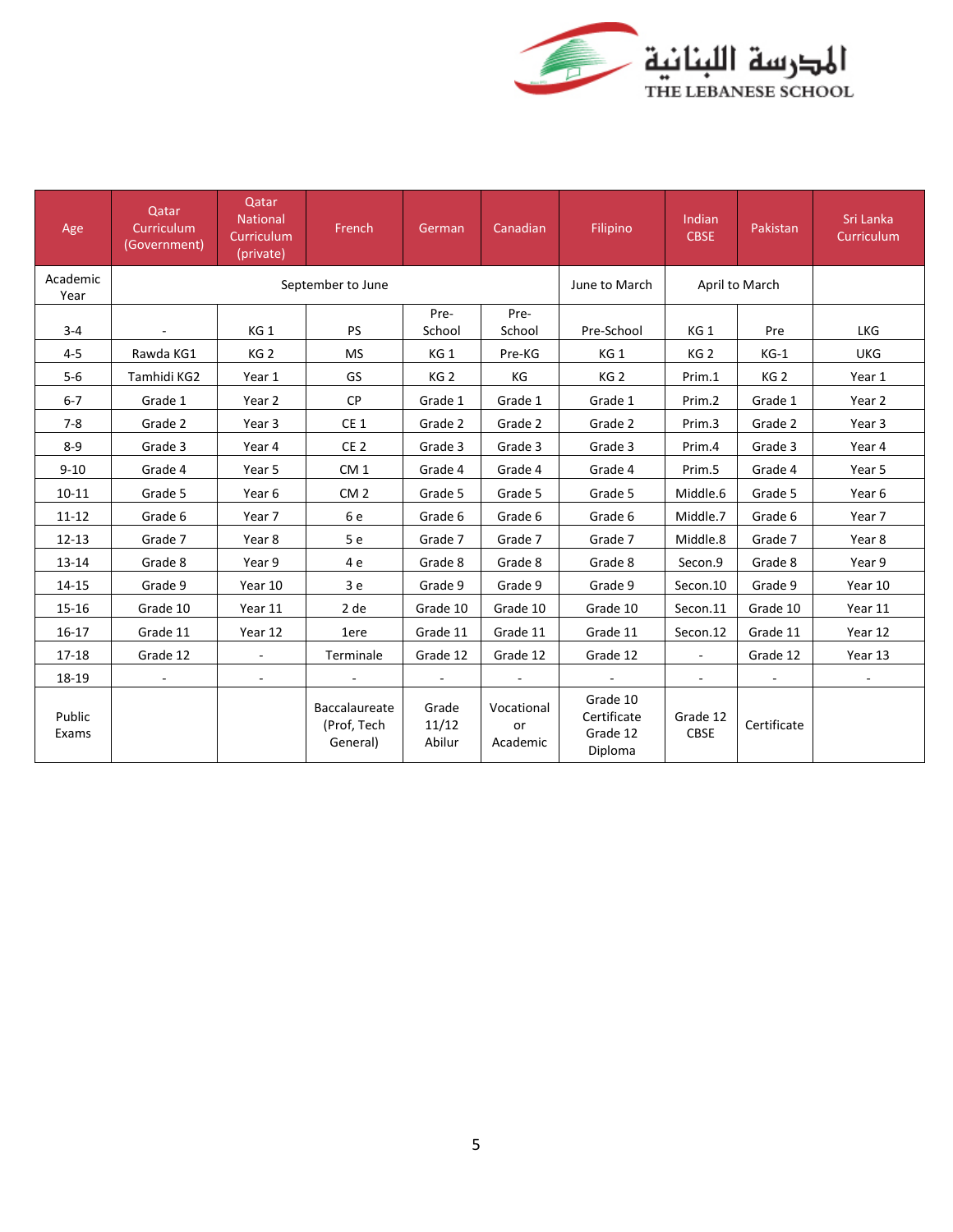المدرسة اللبنانية
THE LEBANESE SCHOOL

| Age | Qatar Curriculum (Government) | Qatar National Curriculum (private) | French | German | Canadian | Filipino | Indian CBSE | Pakistan | Sri Lanka Curriculum |
|---|---|---|---|---|---|---|---|---|---|
| Academic Year | September to June | | | | | June to March | April to March | | |
| 3-4 | - | KG 1 | PS | Pre-School | Pre-School | Pre-School | KG 1 | Pre | LKG |
| 4-5 | Rawda KG1 | KG 2 | MS | KG 1 | Pre-KG | KG 1 | KG 2 | KG-1 | UKG |
| 5-6 | Tamhidi KG2 | Year 1 | GS | KG 2 | KG | KG 2 | Prim.1 | KG 2 | Year 1 |
| 6-7 | Grade 1 | Year 2 | CP | Grade 1 | Grade 1 | Grade 1 | Prim.2 | Grade 1 | Year 2 |
| 7-8 | Grade 2 | Year 3 | CE 1 | Grade 2 | Grade 2 | Grade 2 | Prim.3 | Grade 2 | Year 3 |
| 8-9 | Grade 3 | Year 4 | CE 2 | Grade 3 | Grade 3 | Grade 3 | Prim.4 | Grade 3 | Year 4 |
| 9-10 | Grade 4 | Year 5 | CM 1 | Grade 4 | Grade 4 | Grade 4 | Prim.5 | Grade 4 | Year 5 |
| 10-11 | Grade 5 | Year 6 | CM 2 | Grade 5 | Grade 5 | Grade 5 | Middle.6 | Grade 5 | Year 6 |
| 11-12 | Grade 6 | Year 7 | 6 e | Grade 6 | Grade 6 | Grade 6 | Middle.7 | Grade 6 | Year 7 |
| 12-13 | Grade 7 | Year 8 | 5 e | Grade 7 | Grade 7 | Grade 7 | Middle.8 | Grade 7 | Year 8 |
| 13-14 | Grade 8 | Year 9 | 4 e | Grade 8 | Grade 8 | Grade 8 | Secon.9 | Grade 8 | Year 9 |
| 14-15 | Grade 9 | Year 10 | 3 e | Grade 9 | Grade 9 | Grade 9 | Secon.10 | Grade 9 | Year 10 |
| 15-16 | Grade 10 | Year 11 | 2 de | Grade 10 | Grade 10 | Grade 10 | Secon.11 | Grade 10 | Year 11 |
| 16-17 | Grade 11 | Year 12 | 1ere | Grade 11 | Grade 11 | Grade 11 | Secon.12 | Grade 11 | Year 12 |
| 17-18 | Grade 12 | - | Terminale | Grade 12 | Grade 12 | Grade 12 | - | Grade 12 | Year 13 |
| 18-19 | - | - | - | - | - | - | - | - | - |
| Public Exams | | | Baccalaureate (Prof, Tech General) | Grade 11/12 Abilur | Vocational or Academic | Grade 10 Certificate Grade 12 Diploma | Grade 12 CBSE | Certificate | |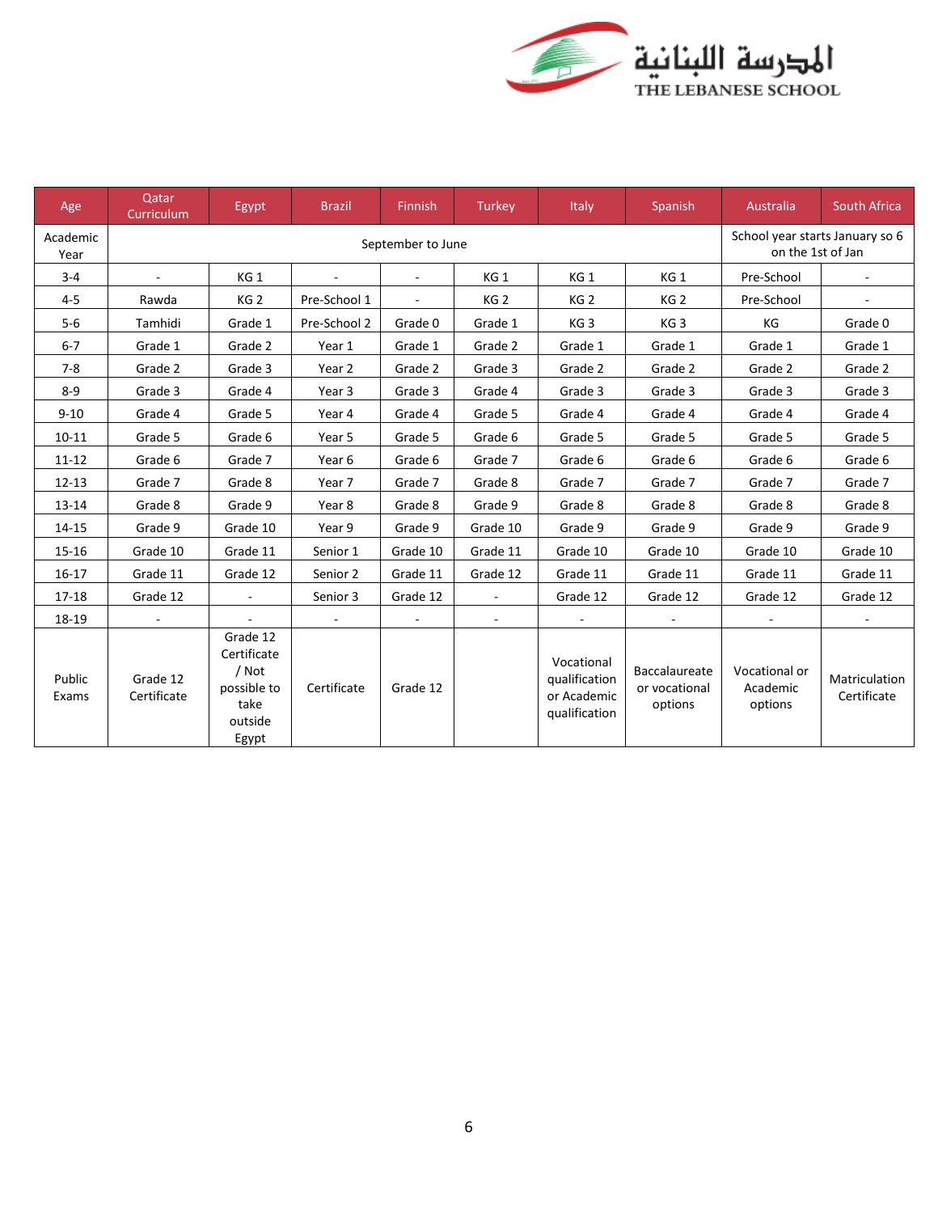المدرسة اللبنانية
THE LEBANESE SCHOOL

| Age | Qatar Curriculum | Egypt | Brazil | Finnish | Turkey | Italy | Spanish | Australia | South Africa |
|---|---|---|---|---|---|---|---|---|---|
| Academic Year | September to June | | | | | | | School year starts January so 6 on the 1st of Jan | |
| 3-4 | - | KG 1 | - | - | KG 1 | KG 1 | KG 1 | Pre-School | - |
| 4-5 | Rawda | KG 2 | Pre-School 1 | - | KG 2 | KG 2 | KG 2 | Pre-School | - |
| 5-6 | Tamhidi | Grade 1 | Pre-School 2 | Grade 0 | Grade 1 | KG 3 | KG 3 | KG | Grade 0 |
| 6-7 | Grade 1 | Grade 2 | Year 1 | Grade 1 | Grade 2 | Grade 1 | Grade 1 | Grade 1 | Grade 1 |
| 7-8 | Grade 2 | Grade 3 | Year 2 | Grade 2 | Grade 3 | Grade 2 | Grade 2 | Grade 2 | Grade 2 |
| 8-9 | Grade 3 | Grade 4 | Year 3 | Grade 3 | Grade 4 | Grade 3 | Grade 3 | Grade 3 | Grade 3 |
| 9-10 | Grade 4 | Grade 5 | Year 4 | Grade 4 | Grade 5 | Grade 4 | Grade 4 | Grade 4 | Grade 4 |
| 10-11 | Grade 5 | Grade 6 | Year 5 | Grade 5 | Grade 6 | Grade 5 | Grade 5 | Grade 5 | Grade 5 |
| 11-12 | Grade 6 | Grade 7 | Year 6 | Grade 6 | Grade 7 | Grade 6 | Grade 6 | Grade 6 | Grade 6 |
| 12-13 | Grade 7 | Grade 8 | Year 7 | Grade 7 | Grade 8 | Grade 7 | Grade 7 | Grade 7 | Grade 7 |
| 13-14 | Grade 8 | Grade 9 | Year 8 | Grade 8 | Grade 9 | Grade 8 | Grade 8 | Grade 8 | Grade 8 |
| 14-15 | Grade 9 | Grade 10 | Year 9 | Grade 9 | Grade 10 | Grade 9 | Grade 9 | Grade 9 | Grade 9 |
| 15-16 | Grade 10 | Grade 11 | Senior 1 | Grade 10 | Grade 11 | Grade 10 | Grade 10 | Grade 10 | Grade 10 |
| 16-17 | Grade 11 | Grade 12 | Senior 2 | Grade 11 | Grade 12 | Grade 11 | Grade 11 | Grade 11 | Grade 11 |
| 17-18 | Grade 12 | - | Senior 3 | Grade 12 | - | Grade 12 | Grade 12 | Grade 12 | Grade 12 |
| 18-19 | - | - | - | - | - | - | - | - | - |
| Public Exams | Grade 12 Certificate | Grade 12 Certificate / Not possible to take outside Egypt | Certificate | Grade 12 | | Vocational qualification or Academic qualification | Baccalaureate or vocational options | Vocational or Academic options | Matriculation Certificate |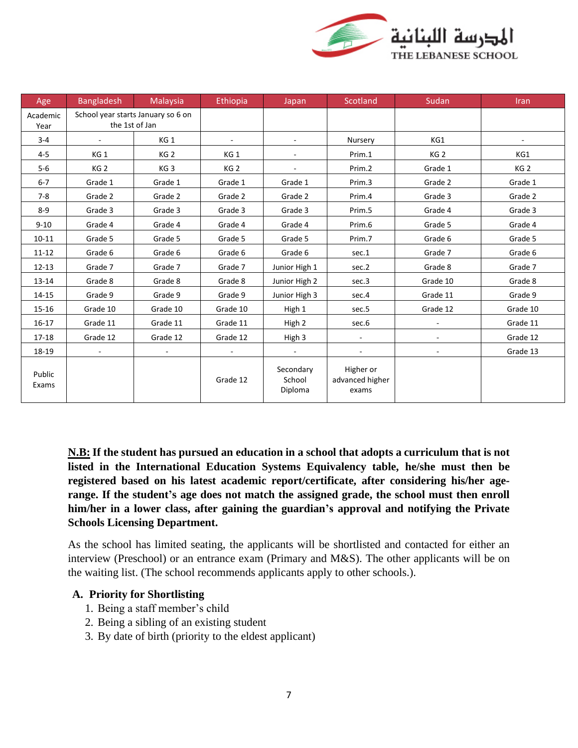| Age | Bangladesh | Malaysia | Ethiopia | Japan | Scotland | Sudan | Iran |
|---|---|---|---|---|---|---|---|
| Academic Year | School year starts January so 6 on the 1st of Jan | | | | | | |
| 3-4 | - | KG 1 | - | - | Nursery | KG1 | - |
| 4-5 | KG 1 | KG 2 | KG 1 | - | Prim.1 | KG 2 | KG1 |
| 5-6 | KG 2 | KG 3 | KG 2 | - | Prim.2 | Grade 1 | KG 2 |
| 6-7 | Grade 1 | Grade 1 | Grade 1 | Grade 1 | Prim.3 | Grade 2 | Grade 1 |
| 7-8 | Grade 2 | Grade 2 | Grade 2 | Grade 2 | Prim.4 | Grade 3 | Grade 2 |
| 8-9 | Grade 3 | Grade 3 | Grade 3 | Grade 3 | Prim.5 | Grade 4 | Grade 3 |
| 9-10 | Grade 4 | Grade 4 | Grade 4 | Grade 4 | Prim.6 | Grade 5 | Grade 4 |
| 10-11 | Grade 5 | Grade 5 | Grade 5 | Grade 5 | Prim.7 | Grade 6 | Grade 5 |
| 11-12 | Grade 6 | Grade 6 | Grade 6 | Grade 6 | sec.1 | Grade 7 | Grade 6 |
| 12-13 | Grade 7 | Grade 7 | Grade 7 | Junior High 1 | sec.2 | Grade 8 | Grade 7 |
| 13-14 | Grade 8 | Grade 8 | Grade 8 | Junior High 2 | sec.3 | Grade 10 | Grade 8 |
| 14-15 | Grade 9 | Grade 9 | Grade 9 | Junior High 3 | sec.4 | Grade 11 | Grade 9 |
| 15-16 | Grade 10 | Grade 10 | Grade 10 | High 1 | sec.5 | Grade 12 | Grade 10 |
| 16-17 | Grade 11 | Grade 11 | Grade 11 | High 2 | sec.6 | - | Grade 11 |
| 17-18 | Grade 12 | Grade 12 | Grade 12 | High 3 | - | - | Grade 12 |
| 18-19 | - | - | - | - | - | - | Grade 13 |
| Public Exams | | | Grade 12 | Secondary School Diploma | Higher or advanced higher exams | | |

**<u>N.B:</u> If the student has pursued an education in a school that adopts a curriculum that is not listed in the International Education Systems Equivalency table, he/she must then be registered based on his latest academic report/certificate, after considering his/her age-range. If the student's age does not match the assigned grade, the school must then enroll him/her in a lower class, after gaining the guardian's approval and notifying the Private Schools Licensing Department.**

As the school has limited seating, the applicants will be shortlisted and contacted for either an interview (Preschool) or an entrance exam (Primary and M&S). The other applicants will be on the waiting list. (The school recommends applicants apply to other schools.).

**A. Priority for Shortlisting**

1. Being a staff member's child
2. Being a sibling of an existing student
3. By date of birth (priority to the eldest applicant)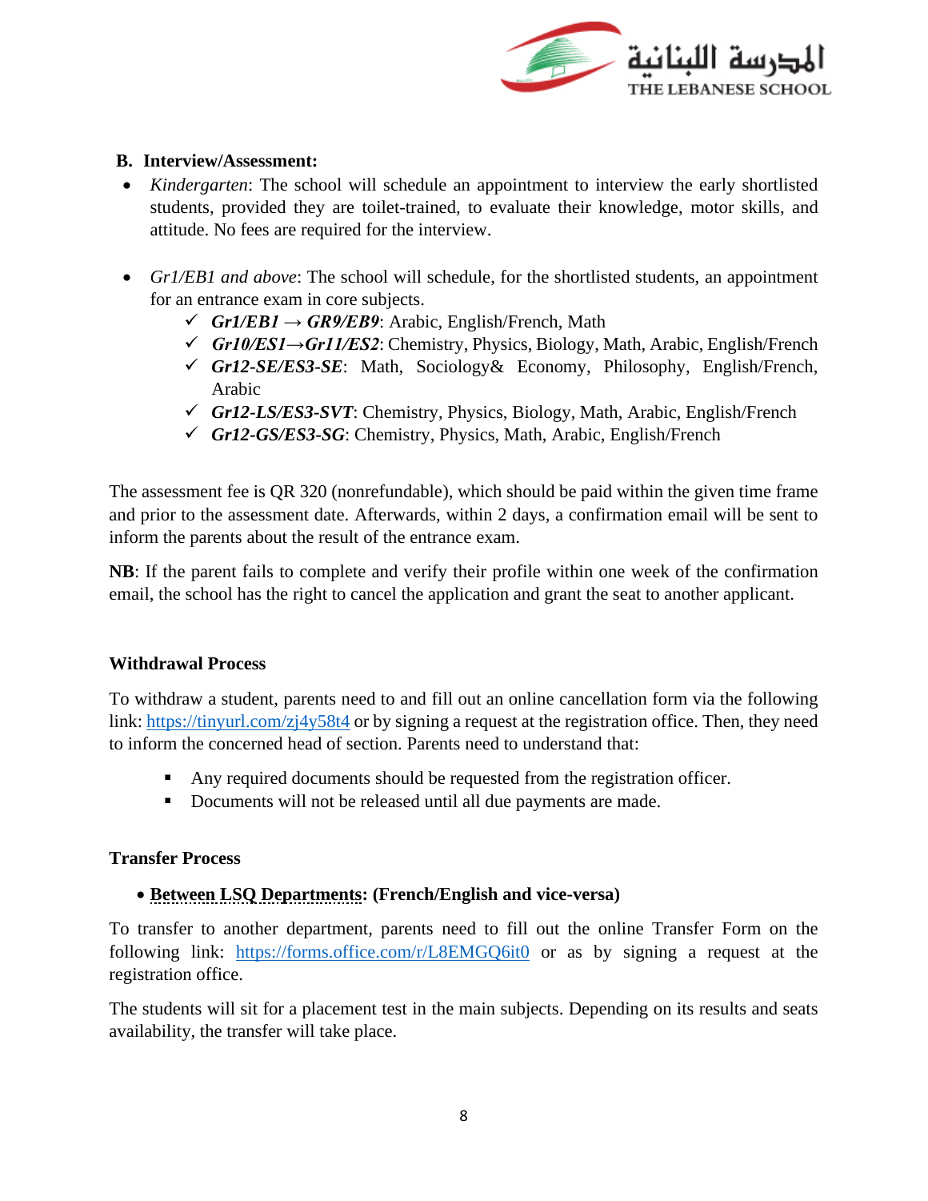## B. Interview/Assessment:

- *Kindergarten*: The school will schedule an appointment to interview the early shortlisted students, provided they are toilet-trained, to evaluate their knowledge, motor skills, and attitude. No fees are required for the interview.

- *Gr1/EB1 and above*: The school will schedule, for the shortlisted students, an appointment for an entrance exam in core subjects.
  - ✓ ***Gr1/EB1 → GR9/EB9***: Arabic, English/French, Math
  - ✓ ***Gr10/ES1→Gr11/ES2***: Chemistry, Physics, Biology, Math, Arabic, English/French
  - ✓ ***Gr12-SE/ES3-SE***: Math, Sociology& Economy, Philosophy, English/French, Arabic
  - ✓ ***Gr12-LS/ES3-SVT***: Chemistry, Physics, Biology, Math, Arabic, English/French
  - ✓ ***Gr12-GS/ES3-SG***: Chemistry, Physics, Math, Arabic, English/French

The assessment fee is QR 320 (nonrefundable), which should be paid within the given time frame and prior to the assessment date. Afterwards, within 2 days, a confirmation email will be sent to inform the parents about the result of the entrance exam.

**NB**: If the parent fails to complete and verify their profile within one week of the confirmation email, the school has the right to cancel the application and grant the seat to another applicant.

### Withdrawal Process

To withdraw a student, parents need to and fill out an online cancellation form via the following link: https://tinyurl.com/zj4y58t4 or by signing a request at the registration office. Then, they need to inform the concerned head of section. Parents need to understand that:

- Any required documents should be requested from the registration officer.
- Documents will not be released until all due payments are made.

### Transfer Process

- **Between LSQ Departments: (French/English and vice-versa)**

To transfer to another department, parents need to fill out the online Transfer Form on the following link: https://forms.office.com/r/L8EMGQ6it0 or as by signing a request at the registration office.

The students will sit for a placement test in the main subjects. Depending on its results and seats availability, the transfer will take place.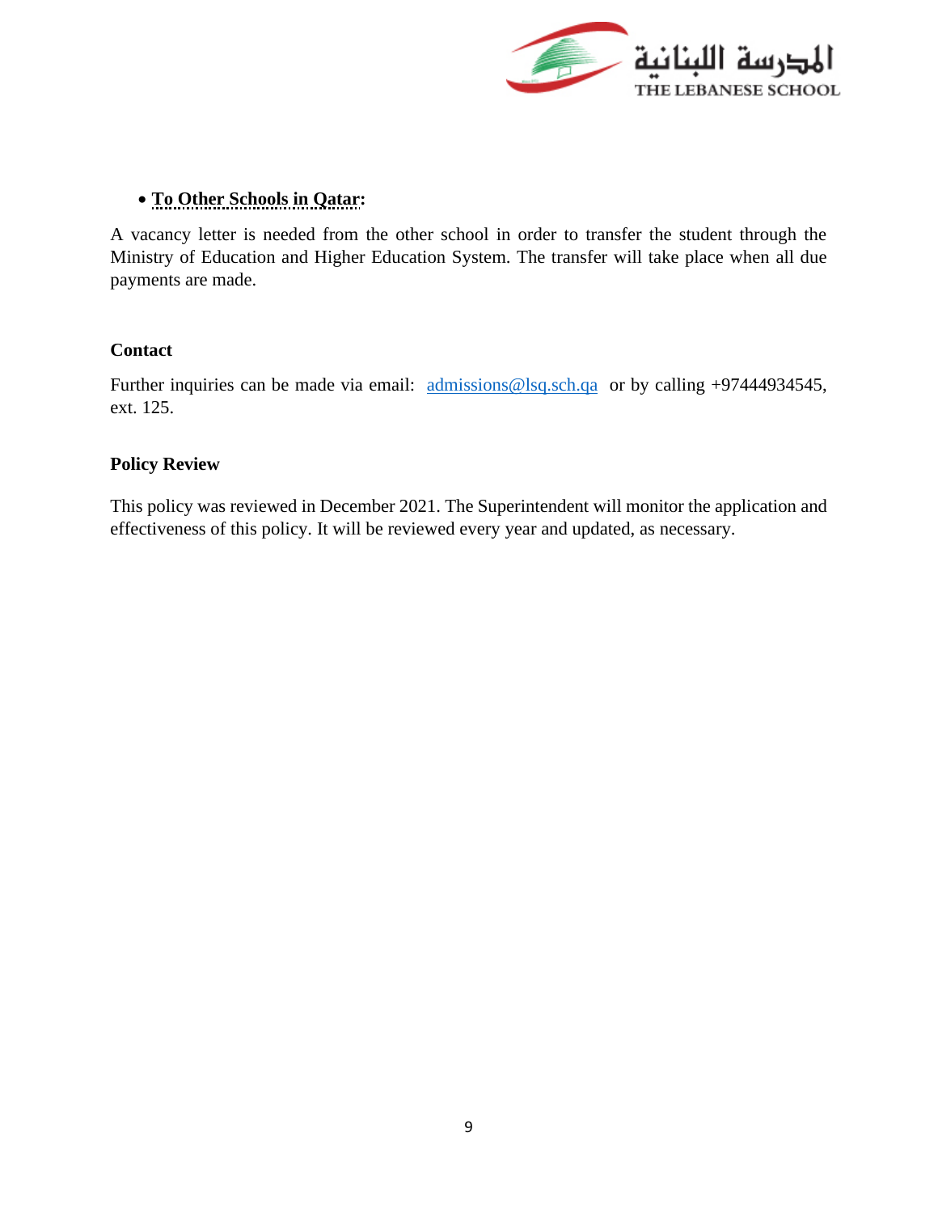- **To Other Schools in Qatar:**

A vacancy letter is needed from the other school in order to transfer the student through the Ministry of Education and Higher Education System. The transfer will take place when all due payments are made.

**Contact**

Further inquiries can be made via email: admissions@lsq.sch.qa or by calling +97444934545, ext. 125.

**Policy Review**

This policy was reviewed in December 2021. The Superintendent will monitor the application and effectiveness of this policy. It will be reviewed every year and updated, as necessary.